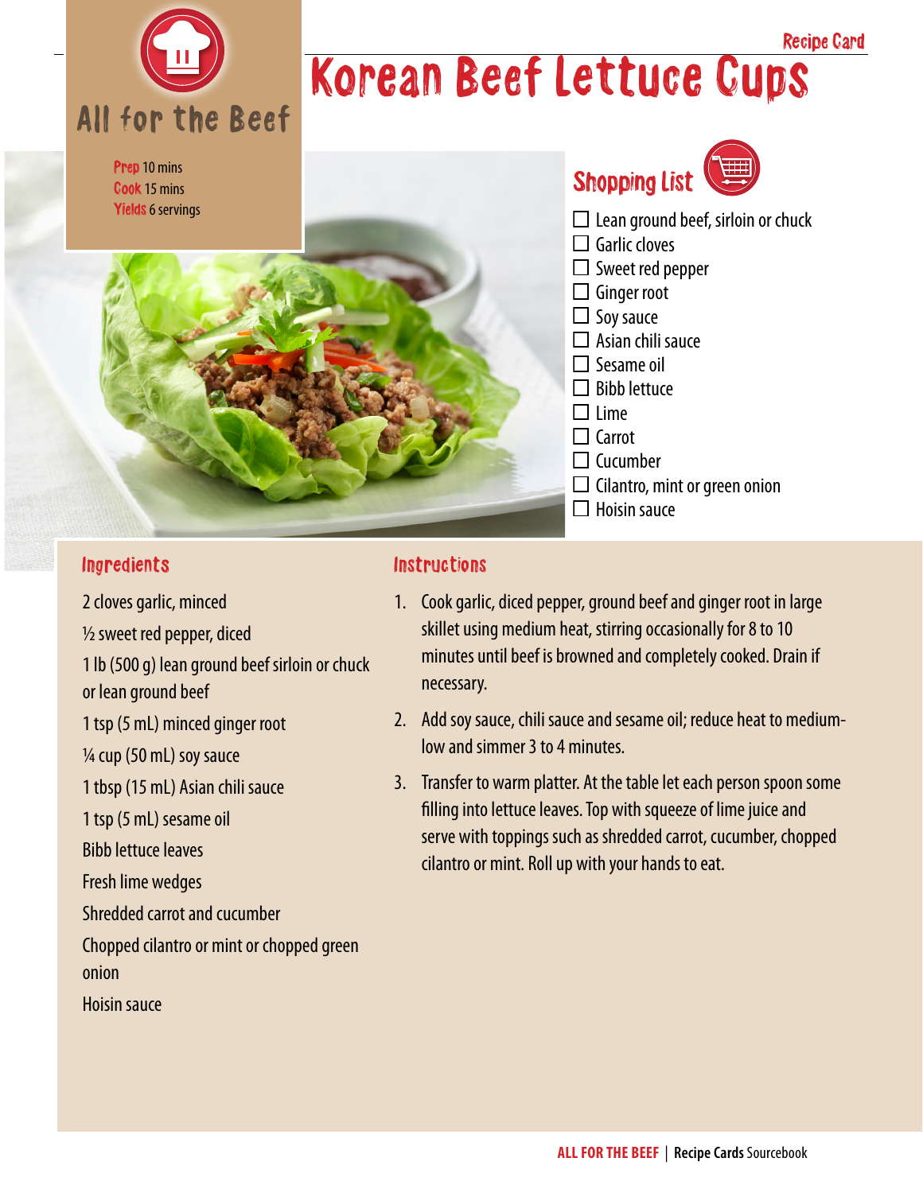Recipe Card

# Korean Beef Lettuce Cups

All for the Beef

**Prep** 10 mins
**Cook** 15 mins
**Yields** 6 servings

## Shopping List

- ☐ Lean ground beef, sirloin or chuck
- ☐ Garlic cloves
- ☐ Sweet red pepper
- ☐ Ginger root
- ☐ Soy sauce
- ☐ Asian chili sauce
- ☐ Sesame oil
- ☐ Bibb lettuce
- ☐ Lime
- ☐ Carrot
- ☐ Cucumber
- ☐ Cilantro, mint or green onion
- ☐ Hoisin sauce

## Ingredients

2 cloves garlic, minced

½ sweet red pepper, diced

1 lb (500 g) lean ground beef sirloin or chuck or lean ground beef

1 tsp (5 mL) minced ginger root

¼ cup (50 mL) soy sauce

1 tbsp (15 mL) Asian chili sauce

1 tsp (5 mL) sesame oil

Bibb lettuce leaves

Fresh lime wedges

Shredded carrot and cucumber

Chopped cilantro or mint or chopped green onion

Hoisin sauce

## Instructions

1. Cook garlic, diced pepper, ground beef and ginger root in large skillet using medium heat, stirring occasionally for 8 to 10 minutes until beef is browned and completely cooked. Drain if necessary.
2. Add soy sauce, chili sauce and sesame oil; reduce heat to medium-low and simmer 3 to 4 minutes.
3. Transfer to warm platter. At the table let each person spoon some filling into lettuce leaves. Top with squeeze of lime juice and serve with toppings such as shredded carrot, cucumber, chopped cilantro or mint. Roll up with your hands to eat.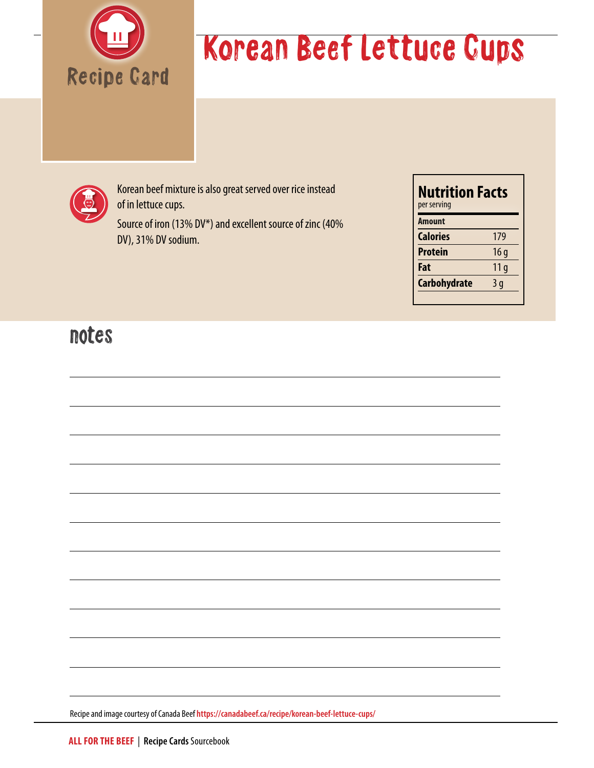Recipe Card

# Korean Beef Lettuce Cups

Korean beef mixture is also great served over rice instead of in lettuce cups.

Source of iron (13% DV*) and excellent source of zinc (40% DV), 31% DV sodium.

**Nutrition Facts**
per serving

| **Amount** | |
|---|---|
| **Calories** | 179 |
| **Protein** | 16 g |
| **Fat** | 11 g |
| **Carbohydrate** | 3 g |

## notes

Recipe and image courtesy of Canada Beef https://canadabeef.ca/recipe/korean-beef-lettuce-cups/